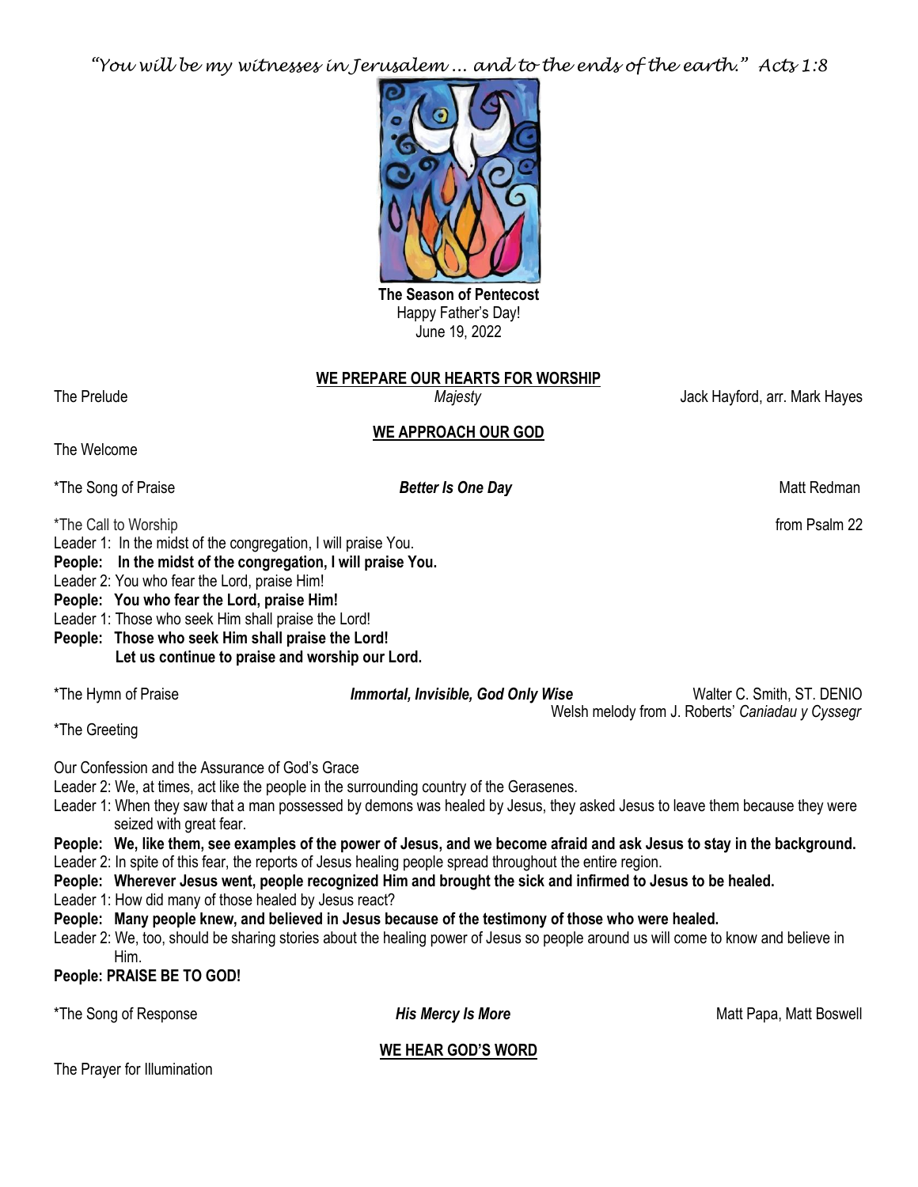*"You will be my witnesses in Jerusalem … and to the ends of the earth." Acts 1:8*

**The Season of Pentecost**
Happy Father's Day!
June 19, 2022

## WE PREPARE OUR HEARTS FOR WORSHIP

The Prelude — *Majesty* — Jack Hayford, arr. Mark Hayes

## WE APPROACH OUR GOD

The Welcome

*The Song of Praise — ***Better Is One Day*** — Matt Redman

*The Call to Worship — from Psalm 22

Leader 1: In the midst of the congregation, I will praise You.
**People: In the midst of the congregation, I will praise You.**
Leader 2: You who fear the Lord, praise Him!
**People: You who fear the Lord, praise Him!**
Leader 1: Those who seek Him shall praise the Lord!
**People: Those who seek Him shall praise the Lord!**
**Let us continue to praise and worship our Lord.**

*The Hymn of Praise — ***Immortal, Invisible, God Only Wise*** — Walter C. Smith, ST. DENIO
Welsh melody from J. Roberts' *Caniadau y Cyssegr*

*The Greeting

Our Confession and the Assurance of God's Grace

Leader 2: We, at times, act like the people in the surrounding country of the Gerasenes.
Leader 1: When they saw that a man possessed by demons was healed by Jesus, they asked Jesus to leave them because they were seized with great fear.
**People: We, like them, see examples of the power of Jesus, and we become afraid and ask Jesus to stay in the background.**
Leader 2: In spite of this fear, the reports of Jesus healing people spread throughout the entire region.
**People: Wherever Jesus went, people recognized Him and brought the sick and infirmed to Jesus to be healed.**
Leader 1: How did many of those healed by Jesus react?
**People: Many people knew, and believed in Jesus because of the testimony of those who were healed.**
Leader 2: We, too, should be sharing stories about the healing power of Jesus so people around us will come to know and believe in Him.
**People: PRAISE BE TO GOD!**

*The Song of Response — ***His Mercy Is More*** — Matt Papa, Matt Boswell

## WE HEAR GOD'S WORD

The Prayer for Illumination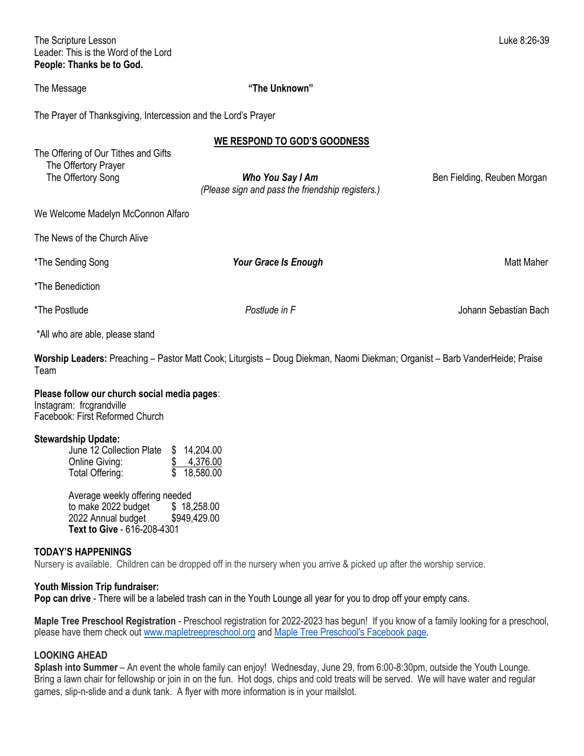The Scripture Lesson Luke 8:26-39
Leader: This is the Word of the Lord
**People: Thanks be to God.**

The Message **"The Unknown"**

The Prayer of Thanksgiving, Intercession and the Lord's Prayer

## WE RESPOND TO GOD'S GOODNESS

The Offering of Our Tithes and Gifts
The Offertory Prayer
The Offertory Song ***Who You Say I Am*** Ben Fielding, Reuben Morgan
*(Please sign and pass the friendship registers.)*

We Welcome Madelyn McConnon Alfaro

The News of the Church Alive

*The Sending Song ***Your Grace Is Enough*** Matt Maher

*The Benediction

*The Postlude *Postlude in F* Johann Sebastian Bach

*All who are able, please stand

**Worship Leaders:** Preaching – Pastor Matt Cook; Liturgists – Doug Diekman, Naomi Diekman; Organist – Barb VanderHeide; Praise Team

**Please follow our church social media pages**:
Instagram: frcgrandville
Facebook: First Reformed Church

**Stewardship Update:**

| | |
|---|---|
| June 12 Collection Plate | $ 14,204.00 |
| Online Giving: | $ 4,376.00 |
| Total Offering: | $ 18,580.00 |

Average weekly offering needed
to make 2022 budget $ 18,258.00
2022 Annual budget $949,429.00
**Text to Give** - 616-208-4301

### TODAY'S HAPPENINGS

Nursery is available. Children can be dropped off in the nursery when you arrive & picked up after the worship service.

**Youth Mission Trip fundraiser:**
**Pop can drive** - There will be a labeled trash can in the Youth Lounge all year for you to drop off your empty cans.

**Maple Tree Preschool Registration** - Preschool registration for 2022-2023 has begun! If you know of a family looking for a preschool, please have them check out www.mapletreepreschool.org and Maple Tree Preschool's Facebook page.

### LOOKING AHEAD

**Splash into Summer** – An event the whole family can enjoy! Wednesday, June 29, from 6:00-8:30pm, outside the Youth Lounge. Bring a lawn chair for fellowship or join in on the fun. Hot dogs, chips and cold treats will be served. We will have water and regular games, slip-n-slide and a dunk tank. A flyer with more information is in your mailslot.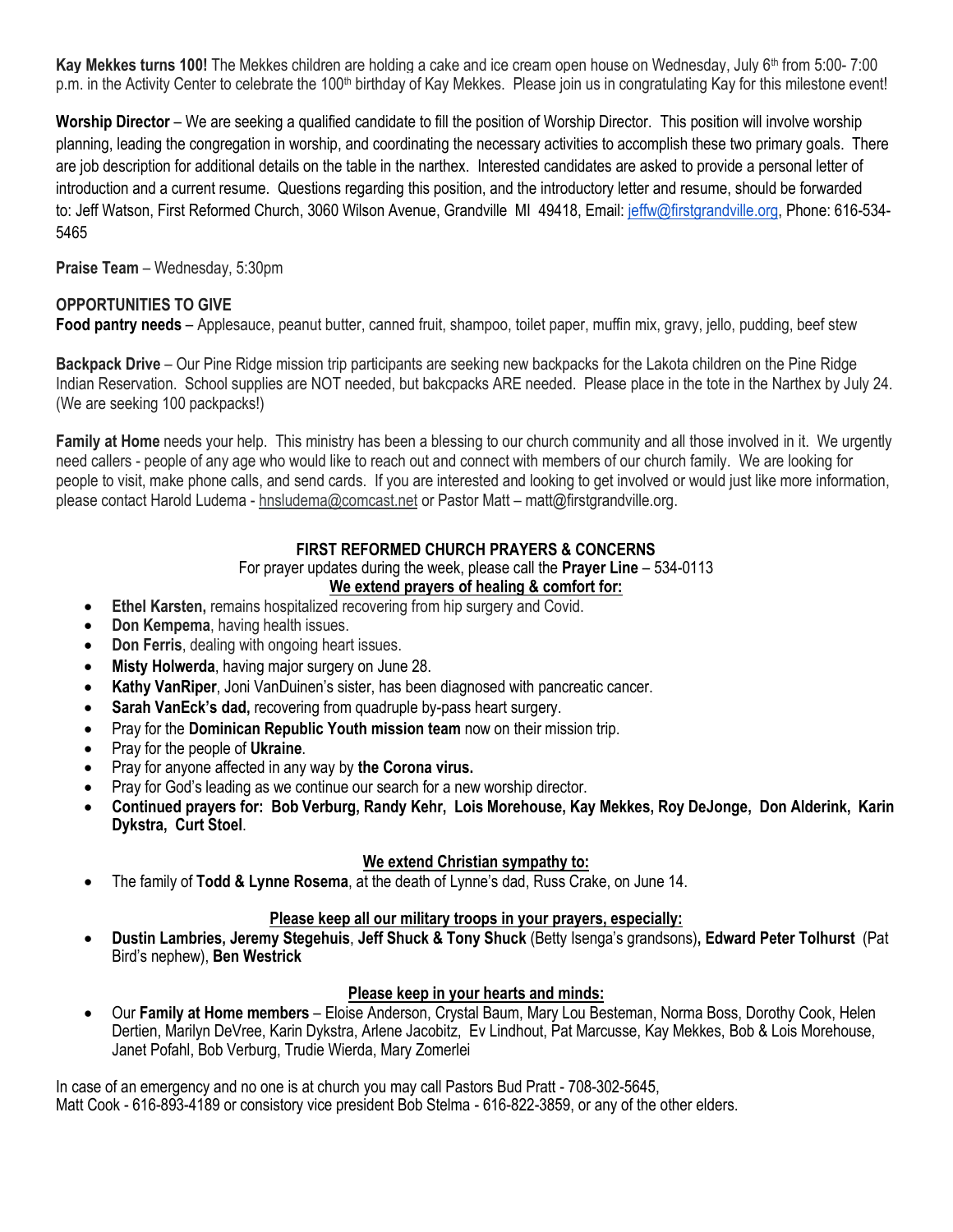**Kay Mekkes turns 100!** The Mekkes children are holding a cake and ice cream open house on Wednesday, July 6th from 5:00- 7:00 p.m. in the Activity Center to celebrate the 100th birthday of Kay Mekkes. Please join us in congratulating Kay for this milestone event!

**Worship Director** – We are seeking a qualified candidate to fill the position of Worship Director. This position will involve worship planning, leading the congregation in worship, and coordinating the necessary activities to accomplish these two primary goals. There are job description for additional details on the table in the narthex. Interested candidates are asked to provide a personal letter of introduction and a current resume. Questions regarding this position, and the introductory letter and resume, should be forwarded to: Jeff Watson, First Reformed Church, 3060 Wilson Avenue, Grandville MI 49418, Email: jeffw@firstgrandville.org, Phone: 616-534-5465

**Praise Team** – Wednesday, 5:30pm

**OPPORTUNITIES TO GIVE**

**Food pantry needs** – Applesauce, peanut butter, canned fruit, shampoo, toilet paper, muffin mix, gravy, jello, pudding, beef stew

**Backpack Drive** – Our Pine Ridge mission trip participants are seeking new backpacks for the Lakota children on the Pine Ridge Indian Reservation. School supplies are NOT needed, but bakcpacks ARE needed. Please place in the tote in the Narthex by July 24. (We are seeking 100 packpacks!)

**Family at Home** needs your help. This ministry has been a blessing to our church community and all those involved in it. We urgently need callers - people of any age who would like to reach out and connect with members of our church family. We are looking for people to visit, make phone calls, and send cards. If you are interested and looking to get involved or would just like more information, please contact Harold Ludema - hnsludema@comcast.net or Pastor Matt – matt@firstgrandville.org.

## FIRST REFORMED CHURCH PRAYERS & CONCERNS

For prayer updates during the week, please call the **Prayer Line** – 534-0113

**We extend prayers of healing & comfort for:**

- **Ethel Karsten,** remains hospitalized recovering from hip surgery and Covid.
- **Don Kempema**, having health issues.
- **Don Ferris**, dealing with ongoing heart issues.
- **Misty Holwerda**, having major surgery on June 28.
- **Kathy VanRiper**, Joni VanDuinen's sister, has been diagnosed with pancreatic cancer.
- **Sarah VanEck's dad,** recovering from quadruple by-pass heart surgery.
- Pray for the **Dominican Republic Youth mission team** now on their mission trip.
- Pray for the people of **Ukraine**.
- Pray for anyone affected in any way by **the Corona virus.**
- Pray for God's leading as we continue our search for a new worship director.
- **Continued prayers for: Bob Verburg, Randy Kehr, Lois Morehouse, Kay Mekkes, Roy DeJonge, Don Alderink, Karin Dykstra, Curt Stoel**.

**We extend Christian sympathy to:**

- The family of **Todd & Lynne Rosema**, at the death of Lynne's dad, Russ Crake, on June 14.

**Please keep all our military troops in your prayers, especially:**

- **Dustin Lambries, Jeremy Stegehuis**, **Jeff Shuck & Tony Shuck** (Betty Isenga's grandsons)**, Edward Peter Tolhurst** (Pat Bird's nephew), **Ben Westrick**

**Please keep in your hearts and minds:**

- Our **Family at Home members** – Eloise Anderson, Crystal Baum, Mary Lou Besteman, Norma Boss, Dorothy Cook, Helen Dertien, Marilyn DeVree, Karin Dykstra, Arlene Jacobitz, Ev Lindhout, Pat Marcusse, Kay Mekkes, Bob & Lois Morehouse, Janet Pofahl, Bob Verburg, Trudie Wierda, Mary Zomerlei

In case of an emergency and no one is at church you may call Pastors Bud Pratt - 708-302-5645, Matt Cook - 616-893-4189 or consistory vice president Bob Stelma - 616-822-3859, or any of the other elders.